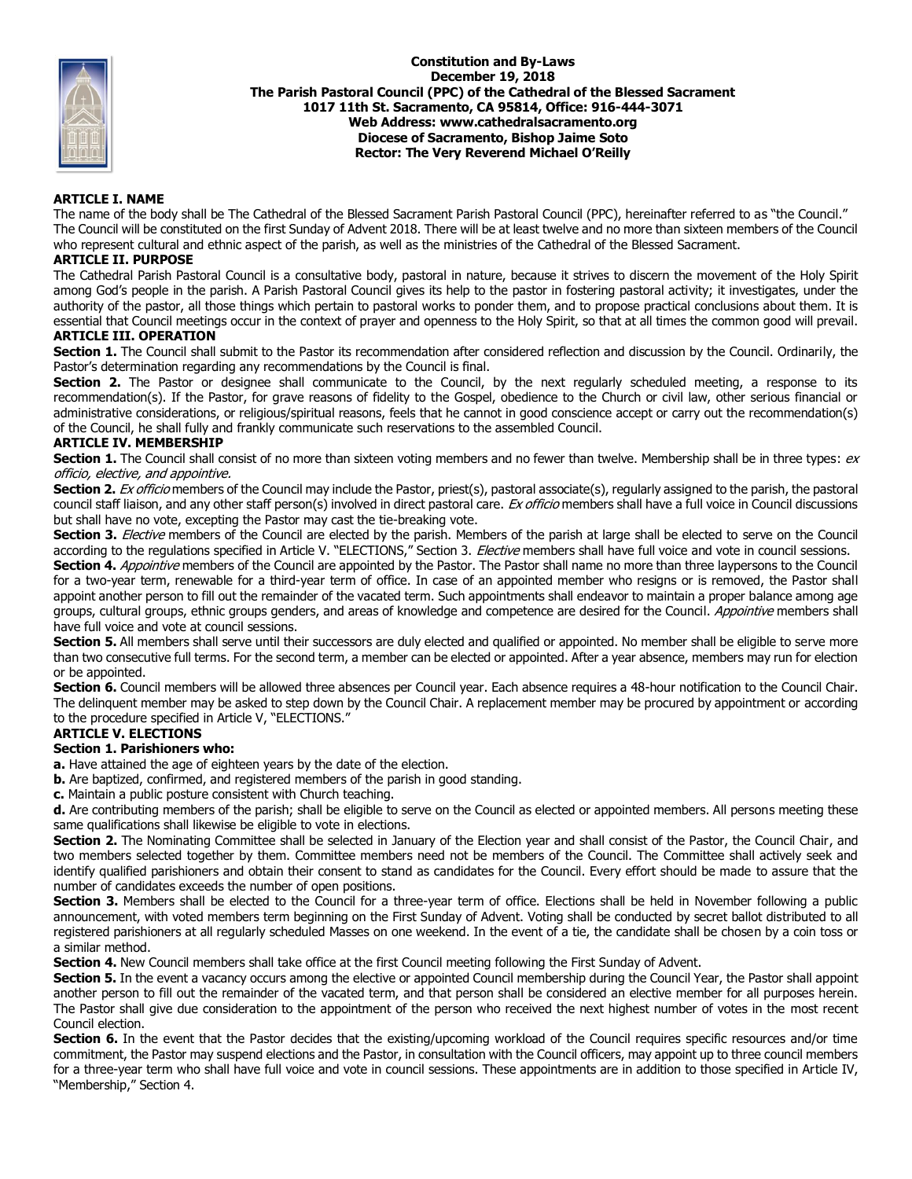**Constitution and By-Laws**
**December 19, 2018**
**The Parish Pastoral Council (PPC) of the Cathedral of the Blessed Sacrament**
**1017 11th St. Sacramento, CA 95814, Office: 916-444-3071**
**Web Address: www.cathedralsacramento.org**
**Diocese of Sacramento, Bishop Jaime Soto**
**Rector: The Very Reverend Michael O'Reilly**

## ARTICLE I. NAME

The name of the body shall be The Cathedral of the Blessed Sacrament Parish Pastoral Council (PPC), hereinafter referred to as "the Council." The Council will be constituted on the first Sunday of Advent 2018. There will be at least twelve and no more than sixteen members of the Council who represent cultural and ethnic aspect of the parish, as well as the ministries of the Cathedral of the Blessed Sacrament.

## ARTICLE II. PURPOSE

The Cathedral Parish Pastoral Council is a consultative body, pastoral in nature, because it strives to discern the movement of the Holy Spirit among God's people in the parish. A Parish Pastoral Council gives its help to the pastor in fostering pastoral activity; it investigates, under the authority of the pastor, all those things which pertain to pastoral works to ponder them, and to propose practical conclusions about them. It is essential that Council meetings occur in the context of prayer and openness to the Holy Spirit, so that at all times the common good will prevail.

## ARTICLE III. OPERATION

**Section 1.** The Council shall submit to the Pastor its recommendation after considered reflection and discussion by the Council. Ordinarily, the Pastor's determination regarding any recommendations by the Council is final.

**Section 2.** The Pastor or designee shall communicate to the Council, by the next regularly scheduled meeting, a response to its recommendation(s). If the Pastor, for grave reasons of fidelity to the Gospel, obedience to the Church or civil law, other serious financial or administrative considerations, or religious/spiritual reasons, feels that he cannot in good conscience accept or carry out the recommendation(s) of the Council, he shall fully and frankly communicate such reservations to the assembled Council.

## ARTICLE IV. MEMBERSHIP

**Section 1.** The Council shall consist of no more than sixteen voting members and no fewer than twelve. Membership shall be in three types: *ex officio, elective, and appointive.*

**Section 2.** *Ex officio* members of the Council may include the Pastor, priest(s), pastoral associate(s), regularly assigned to the parish, the pastoral council staff liaison, and any other staff person(s) involved in direct pastoral care. *Ex officio* members shall have a full voice in Council discussions but shall have no vote, excepting the Pastor may cast the tie-breaking vote.

**Section 3.** *Elective* members of the Council are elected by the parish. Members of the parish at large shall be elected to serve on the Council according to the regulations specified in Article V. "ELECTIONS," Section 3. *Elective* members shall have full voice and vote in council sessions.

**Section 4.** *Appointive* members of the Council are appointed by the Pastor. The Pastor shall name no more than three laypersons to the Council for a two-year term, renewable for a third-year term of office. In case of an appointed member who resigns or is removed, the Pastor shall appoint another person to fill out the remainder of the vacated term. Such appointments shall endeavor to maintain a proper balance among age groups, cultural groups, ethnic groups genders, and areas of knowledge and competence are desired for the Council. *Appointive* members shall have full voice and vote at council sessions.

**Section 5.** All members shall serve until their successors are duly elected and qualified or appointed. No member shall be eligible to serve more than two consecutive full terms. For the second term, a member can be elected or appointed. After a year absence, members may run for election or be appointed.

**Section 6.** Council members will be allowed three absences per Council year. Each absence requires a 48-hour notification to the Council Chair. The delinquent member may be asked to step down by the Council Chair. A replacement member may be procured by appointment or according to the procedure specified in Article V, "ELECTIONS."

## ARTICLE V. ELECTIONS

**Section 1. Parishioners who:**

**a.** Have attained the age of eighteen years by the date of the election.

**b.** Are baptized, confirmed, and registered members of the parish in good standing.

**c.** Maintain a public posture consistent with Church teaching.

**d.** Are contributing members of the parish; shall be eligible to serve on the Council as elected or appointed members. All persons meeting these same qualifications shall likewise be eligible to vote in elections.

**Section 2.** The Nominating Committee shall be selected in January of the Election year and shall consist of the Pastor, the Council Chair, and two members selected together by them. Committee members need not be members of the Council. The Committee shall actively seek and identify qualified parishioners and obtain their consent to stand as candidates for the Council. Every effort should be made to assure that the number of candidates exceeds the number of open positions.

**Section 3.** Members shall be elected to the Council for a three-year term of office. Elections shall be held in November following a public announcement, with voted members term beginning on the First Sunday of Advent. Voting shall be conducted by secret ballot distributed to all registered parishioners at all regularly scheduled Masses on one weekend. In the event of a tie, the candidate shall be chosen by a coin toss or a similar method.

**Section 4.** New Council members shall take office at the first Council meeting following the First Sunday of Advent.

**Section 5.** In the event a vacancy occurs among the elective or appointed Council membership during the Council Year, the Pastor shall appoint another person to fill out the remainder of the vacated term, and that person shall be considered an elective member for all purposes herein. The Pastor shall give due consideration to the appointment of the person who received the next highest number of votes in the most recent Council election.

**Section 6.** In the event that the Pastor decides that the existing/upcoming workload of the Council requires specific resources and/or time commitment, the Pastor may suspend elections and the Pastor, in consultation with the Council officers, may appoint up to three council members for a three-year term who shall have full voice and vote in council sessions. These appointments are in addition to those specified in Article IV, "Membership," Section 4.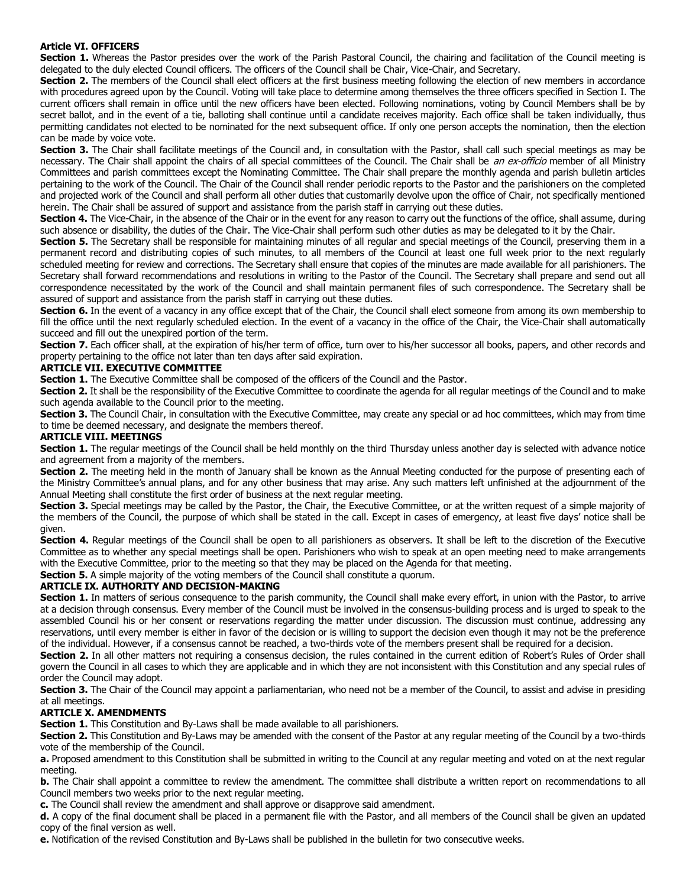**Article VI. OFFICERS**

**Section 1.** Whereas the Pastor presides over the work of the Parish Pastoral Council, the chairing and facilitation of the Council meeting is delegated to the duly elected Council officers. The officers of the Council shall be Chair, Vice-Chair, and Secretary.

**Section 2.** The members of the Council shall elect officers at the first business meeting following the election of new members in accordance with procedures agreed upon by the Council. Voting will take place to determine among themselves the three officers specified in Section I. The current officers shall remain in office until the new officers have been elected. Following nominations, voting by Council Members shall be by secret ballot, and in the event of a tie, balloting shall continue until a candidate receives majority. Each office shall be taken individually, thus permitting candidates not elected to be nominated for the next subsequent office. If only one person accepts the nomination, then the election can be made by voice vote.

**Section 3.** The Chair shall facilitate meetings of the Council and, in consultation with the Pastor, shall call such special meetings as may be necessary. The Chair shall appoint the chairs of all special committees of the Council. The Chair shall be *an ex-officio* member of all Ministry Committees and parish committees except the Nominating Committee. The Chair shall prepare the monthly agenda and parish bulletin articles pertaining to the work of the Council. The Chair of the Council shall render periodic reports to the Pastor and the parishioners on the completed and projected work of the Council and shall perform all other duties that customarily devolve upon the office of Chair, not specifically mentioned herein. The Chair shall be assured of support and assistance from the parish staff in carrying out these duties.

**Section 4.** The Vice-Chair, in the absence of the Chair or in the event for any reason to carry out the functions of the office, shall assume, during such absence or disability, the duties of the Chair. The Vice-Chair shall perform such other duties as may be delegated to it by the Chair.

**Section 5.** The Secretary shall be responsible for maintaining minutes of all regular and special meetings of the Council, preserving them in a permanent record and distributing copies of such minutes, to all members of the Council at least one full week prior to the next regularly scheduled meeting for review and corrections. The Secretary shall ensure that copies of the minutes are made available for all parishioners. The Secretary shall forward recommendations and resolutions in writing to the Pastor of the Council. The Secretary shall prepare and send out all correspondence necessitated by the work of the Council and shall maintain permanent files of such correspondence. The Secretary shall be assured of support and assistance from the parish staff in carrying out these duties.

**Section 6.** In the event of a vacancy in any office except that of the Chair, the Council shall elect someone from among its own membership to fill the office until the next regularly scheduled election. In the event of a vacancy in the office of the Chair, the Vice-Chair shall automatically succeed and fill out the unexpired portion of the term.

**Section 7.** Each officer shall, at the expiration of his/her term of office, turn over to his/her successor all books, papers, and other records and property pertaining to the office not later than ten days after said expiration.

**ARTICLE VII. EXECUTIVE COMMITTEE**

**Section 1.** The Executive Committee shall be composed of the officers of the Council and the Pastor.

**Section 2.** It shall be the responsibility of the Executive Committee to coordinate the agenda for all regular meetings of the Council and to make such agenda available to the Council prior to the meeting.

**Section 3.** The Council Chair, in consultation with the Executive Committee, may create any special or ad hoc committees, which may from time to time be deemed necessary, and designate the members thereof.

**ARTICLE VIII. MEETINGS**

**Section 1.** The regular meetings of the Council shall be held monthly on the third Thursday unless another day is selected with advance notice and agreement from a majority of the members.

**Section 2.** The meeting held in the month of January shall be known as the Annual Meeting conducted for the purpose of presenting each of the Ministry Committee's annual plans, and for any other business that may arise. Any such matters left unfinished at the adjournment of the Annual Meeting shall constitute the first order of business at the next regular meeting.

**Section 3.** Special meetings may be called by the Pastor, the Chair, the Executive Committee, or at the written request of a simple majority of the members of the Council, the purpose of which shall be stated in the call. Except in cases of emergency, at least five days' notice shall be given.

**Section 4.** Regular meetings of the Council shall be open to all parishioners as observers. It shall be left to the discretion of the Executive Committee as to whether any special meetings shall be open. Parishioners who wish to speak at an open meeting need to make arrangements with the Executive Committee, prior to the meeting so that they may be placed on the Agenda for that meeting.

**Section 5.** A simple majority of the voting members of the Council shall constitute a quorum.

**ARTICLE IX. AUTHORITY AND DECISION-MAKING**

**Section 1.** In matters of serious consequence to the parish community, the Council shall make every effort, in union with the Pastor, to arrive at a decision through consensus. Every member of the Council must be involved in the consensus-building process and is urged to speak to the assembled Council his or her consent or reservations regarding the matter under discussion. The discussion must continue, addressing any reservations, until every member is either in favor of the decision or is willing to support the decision even though it may not be the preference of the individual. However, if a consensus cannot be reached, a two-thirds vote of the members present shall be required for a decision.

**Section 2.** In all other matters not requiring a consensus decision, the rules contained in the current edition of Robert's Rules of Order shall govern the Council in all cases to which they are applicable and in which they are not inconsistent with this Constitution and any special rules of order the Council may adopt.

**Section 3.** The Chair of the Council may appoint a parliamentarian, who need not be a member of the Council, to assist and advise in presiding at all meetings.

**ARTICLE X. AMENDMENTS**

**Section 1.** This Constitution and By-Laws shall be made available to all parishioners.

**Section 2.** This Constitution and By-Laws may be amended with the consent of the Pastor at any regular meeting of the Council by a two-thirds vote of the membership of the Council.

**a.** Proposed amendment to this Constitution shall be submitted in writing to the Council at any regular meeting and voted on at the next regular meeting.

**b.** The Chair shall appoint a committee to review the amendment. The committee shall distribute a written report on recommendations to all Council members two weeks prior to the next regular meeting.

**c.** The Council shall review the amendment and shall approve or disapprove said amendment.

**d.** A copy of the final document shall be placed in a permanent file with the Pastor, and all members of the Council shall be given an updated copy of the final version as well.

**e.** Notification of the revised Constitution and By-Laws shall be published in the bulletin for two consecutive weeks.